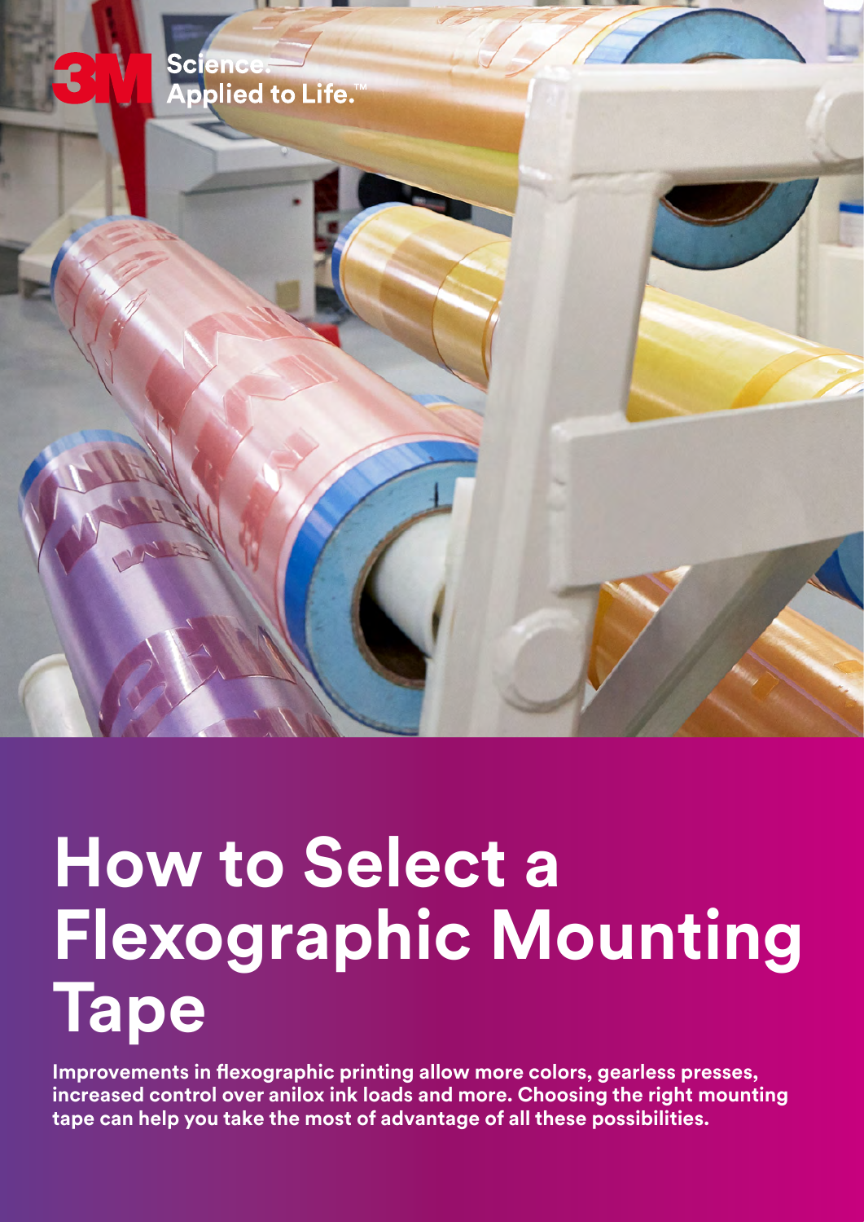3M Science. Applied to Life.™

# How to Select a Flexographic Mounting Tape

**Improvements in flexographic printing allow more colors, gearless presses, increased control over anilox ink loads and more. Choosing the right mounting tape can help you take the most of advantage of all these possibilities.**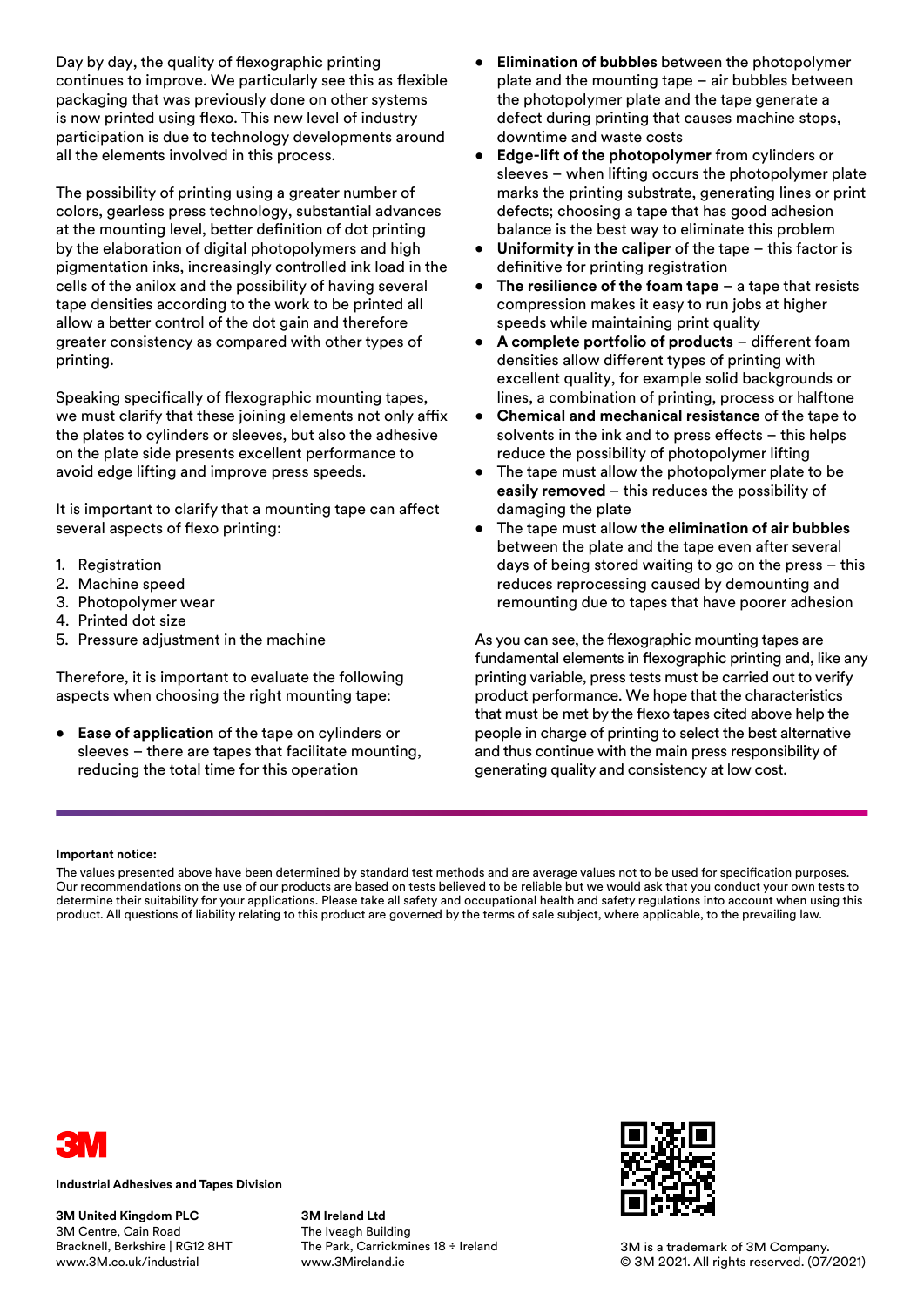Day by day, the quality of flexographic printing continues to improve. We particularly see this as flexible packaging that was previously done on other systems is now printed using flexo. This new level of industry participation is due to technology developments around all the elements involved in this process.

The possibility of printing using a greater number of colors, gearless press technology, substantial advances at the mounting level, better definition of dot printing by the elaboration of digital photopolymers and high pigmentation inks, increasingly controlled ink load in the cells of the anilox and the possibility of having several tape densities according to the work to be printed all allow a better control of the dot gain and therefore greater consistency as compared with other types of printing.

Speaking specifically of flexographic mounting tapes, we must clarify that these joining elements not only affix the plates to cylinders or sleeves, but also the adhesive on the plate side presents excellent performance to avoid edge lifting and improve press speeds.

It is important to clarify that a mounting tape can affect several aspects of flexo printing:

1. Registration
2. Machine speed
3. Photopolymer wear
4. Printed dot size
5. Pressure adjustment in the machine

Therefore, it is important to evaluate the following aspects when choosing the right mounting tape:

- **Ease of application** of the tape on cylinders or sleeves – there are tapes that facilitate mounting, reducing the total time for this operation
- **Elimination of bubbles** between the photopolymer plate and the mounting tape – air bubbles between the photopolymer plate and the tape generate a defect during printing that causes machine stops, downtime and waste costs
- **Edge-lift of the photopolymer** from cylinders or sleeves – when lifting occurs the photopolymer plate marks the printing substrate, generating lines or print defects; choosing a tape that has good adhesion balance is the best way to eliminate this problem
- **Uniformity in the caliper** of the tape – this factor is definitive for printing registration
- **The resilience of the foam tape** – a tape that resists compression makes it easy to run jobs at higher speeds while maintaining print quality
- **A complete portfolio of products** – different foam densities allow different types of printing with excellent quality, for example solid backgrounds or lines, a combination of printing, process or halftone
- **Chemical and mechanical resistance** of the tape to solvents in the ink and to press effects – this helps reduce the possibility of photopolymer lifting
- The tape must allow the photopolymer plate to be **easily removed** – this reduces the possibility of damaging the plate
- The tape must allow **the elimination of air bubbles** between the plate and the tape even after several days of being stored waiting to go on the press – this reduces reprocessing caused by demounting and remounting due to tapes that have poorer adhesion

As you can see, the flexographic mounting tapes are fundamental elements in flexographic printing and, like any printing variable, press tests must be carried out to verify product performance. We hope that the characteristics that must be met by the flexo tapes cited above help the people in charge of printing to select the best alternative and thus continue with the main press responsibility of generating quality and consistency at low cost.

**Important notice:**

The values presented above have been determined by standard test methods and are average values not to be used for specification purposes. Our recommendations on the use of our products are based on tests believed to be reliable but we would ask that you conduct your own tests to determine their suitability for your applications. Please take all safety and occupational health and safety regulations into account when using this product. All questions of liability relating to this product are governed by the terms of sale subject, where applicable, to the prevailing law.

3M

**Industrial Adhesives and Tapes Division**

**3M United Kingdom PLC**
3M Centre, Cain Road
Bracknell, Berkshire | RG12 8HT
www.3M.co.uk/industrial

**3M Ireland Ltd**
The Iveagh Building
The Park, Carrickmines 18 ÷ Ireland
www.3Mireland.ie

3M is a trademark of 3M Company.
© 3M 2021. All rights reserved. (07/2021)